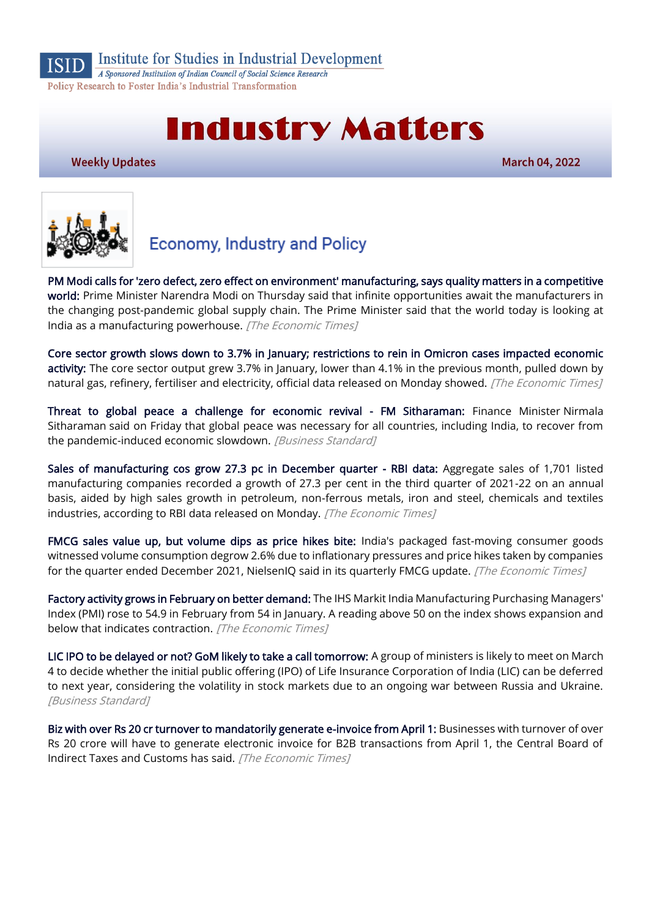ISID Institute for Studies in Industrial Development

*A Sponsored Institution of Indian Council of Social Science Research*

Policy Research to Foster India's Industrial Transformation

# Industry Matters

**Weekly Updates** — **March 04, 2022**

## Economy, Industry and Policy

**PM Modi calls for 'zero defect, zero effect on environment' manufacturing, says quality matters in a competitive world:** Prime Minister Narendra Modi on Thursday said that infinite opportunities await the manufacturers in the changing post-pandemic global supply chain. The Prime Minister said that the world today is looking at India as a manufacturing powerhouse. *[The Economic Times]*

**Core sector growth slows down to 3.7% in January; restrictions to rein in Omicron cases impacted economic activity:** The core sector output grew 3.7% in January, lower than 4.1% in the previous month, pulled down by natural gas, refinery, fertiliser and electricity, official data released on Monday showed. *[The Economic Times]*

**Threat to global peace a challenge for economic revival - FM Sitharaman:** Finance Minister Nirmala Sitharaman said on Friday that global peace was necessary for all countries, including India, to recover from the pandemic-induced economic slowdown. *[Business Standard]*

**Sales of manufacturing cos grow 27.3 pc in December quarter - RBI data:** Aggregate sales of 1,701 listed manufacturing companies recorded a growth of 27.3 per cent in the third quarter of 2021-22 on an annual basis, aided by high sales growth in petroleum, non-ferrous metals, iron and steel, chemicals and textiles industries, according to RBI data released on Monday. *[The Economic Times]*

**FMCG sales value up, but volume dips as price hikes bite:** India's packaged fast-moving consumer goods witnessed volume consumption degrow 2.6% due to inflationary pressures and price hikes taken by companies for the quarter ended December 2021, NielsenIQ said in its quarterly FMCG update. *[The Economic Times]*

**Factory activity grows in February on better demand:** The IHS Markit India Manufacturing Purchasing Managers' Index (PMI) rose to 54.9 in February from 54 in January. A reading above 50 on the index shows expansion and below that indicates contraction. *[The Economic Times]*

**LIC IPO to be delayed or not? GoM likely to take a call tomorrow:** A group of ministers is likely to meet on March 4 to decide whether the initial public offering (IPO) of Life Insurance Corporation of India (LIC) can be deferred to next year, considering the volatility in stock markets due to an ongoing war between Russia and Ukraine. *[Business Standard]*

**Biz with over Rs 20 cr turnover to mandatorily generate e-invoice from April 1:** Businesses with turnover of over Rs 20 crore will have to generate electronic invoice for B2B transactions from April 1, the Central Board of Indirect Taxes and Customs has said. *[The Economic Times]*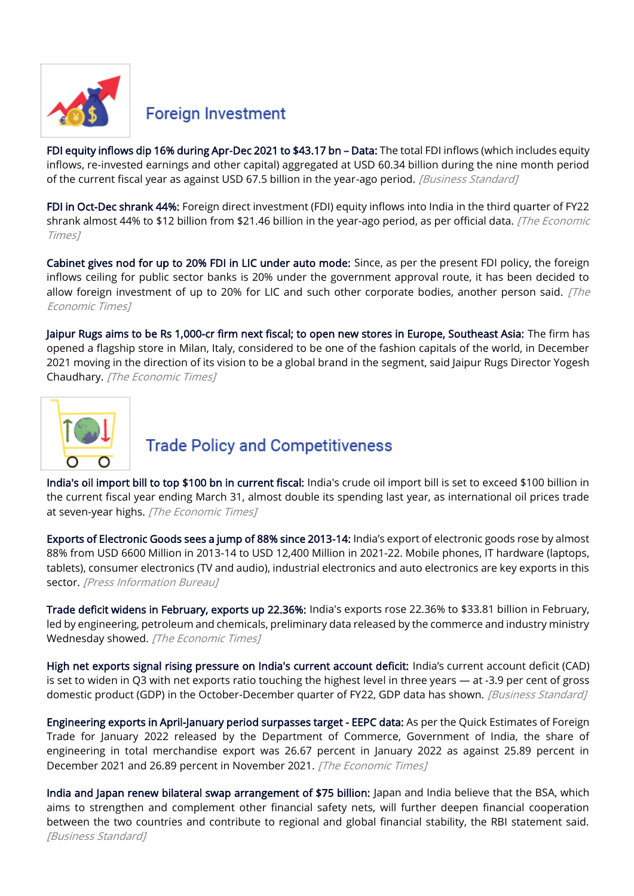## Foreign Investment

**FDI equity inflows dip 16% during Apr-Dec 2021 to $43.17 bn – Data:** The total FDI inflows (which includes equity inflows, re-invested earnings and other capital) aggregated at USD 60.34 billion during the nine month period of the current fiscal year as against USD 67.5 billion in the year-ago period. *[Business Standard]*

**FDI in Oct-Dec shrank 44%:** Foreign direct investment (FDI) equity inflows into India in the third quarter of FY22 shrank almost 44% to $12 billion from $21.46 billion in the year-ago period, as per official data. *[The Economic Times]*

**Cabinet gives nod for up to 20% FDI in LIC under auto mode:** Since, as per the present FDI policy, the foreign inflows ceiling for public sector banks is 20% under the government approval route, it has been decided to allow foreign investment of up to 20% for LIC and such other corporate bodies, another person said. *[The Economic Times]*

**Jaipur Rugs aims to be Rs 1,000-cr firm next fiscal; to open new stores in Europe, Southeast Asia:** The firm has opened a flagship store in Milan, Italy, considered to be one of the fashion capitals of the world, in December 2021 moving in the direction of its vision to be a global brand in the segment, said Jaipur Rugs Director Yogesh Chaudhary. *[The Economic Times]*

## Trade Policy and Competitiveness

**India's oil import bill to top $100 bn in current fiscal:** India's crude oil import bill is set to exceed $100 billion in the current fiscal year ending March 31, almost double its spending last year, as international oil prices trade at seven-year highs. *[The Economic Times]*

**Exports of Electronic Goods sees a jump of 88% since 2013-14:** India's export of electronic goods rose by almost 88% from USD 6600 Million in 2013-14 to USD 12,400 Million in 2021-22. Mobile phones, IT hardware (laptops, tablets), consumer electronics (TV and audio), industrial electronics and auto electronics are key exports in this sector. *[Press Information Bureau]*

**Trade deficit widens in February, exports up 22.36%:** India's exports rose 22.36% to $33.81 billion in February, led by engineering, petroleum and chemicals, preliminary data released by the commerce and industry ministry Wednesday showed. *[The Economic Times]*

**High net exports signal rising pressure on India's current account deficit:** India's current account deficit (CAD) is set to widen in Q3 with net exports ratio touching the highest level in three years — at -3.9 per cent of gross domestic product (GDP) in the October-December quarter of FY22, GDP data has shown. *[Business Standard]*

**Engineering exports in April-January period surpasses target - EEPC data:** As per the Quick Estimates of Foreign Trade for January 2022 released by the Department of Commerce, Government of India, the share of engineering in total merchandise export was 26.67 percent in January 2022 as against 25.89 percent in December 2021 and 26.89 percent in November 2021. *[The Economic Times]*

**India and Japan renew bilateral swap arrangement of $75 billion:** Japan and India believe that the BSA, which aims to strengthen and complement other financial safety nets, will further deepen financial cooperation between the two countries and contribute to regional and global financial stability, the RBI statement said. *[Business Standard]*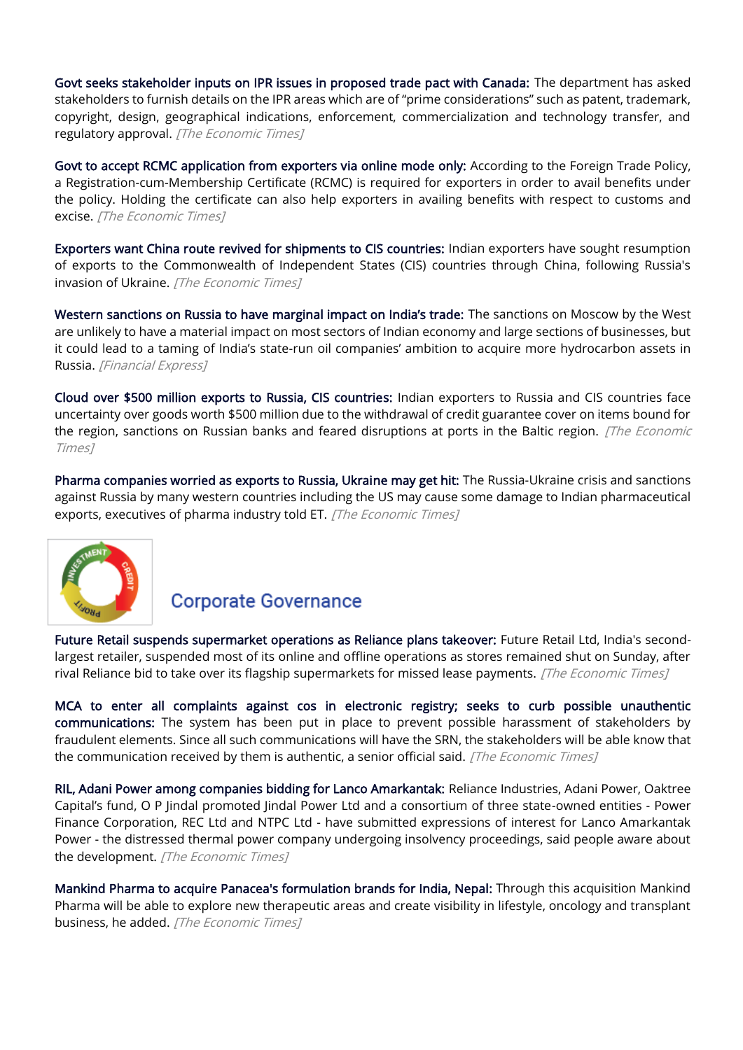**Govt seeks stakeholder inputs on IPR issues in proposed trade pact with Canada:** The department has asked stakeholders to furnish details on the IPR areas which are of "prime considerations" such as patent, trademark, copyright, design, geographical indications, enforcement, commercialization and technology transfer, and regulatory approval. *[The Economic Times]*

**Govt to accept RCMC application from exporters via online mode only:** According to the Foreign Trade Policy, a Registration-cum-Membership Certificate (RCMC) is required for exporters in order to avail benefits under the policy. Holding the certificate can also help exporters in availing benefits with respect to customs and excise. *[The Economic Times]*

**Exporters want China route revived for shipments to CIS countries:** Indian exporters have sought resumption of exports to the Commonwealth of Independent States (CIS) countries through China, following Russia's invasion of Ukraine. *[The Economic Times]*

**Western sanctions on Russia to have marginal impact on India's trade:** The sanctions on Moscow by the West are unlikely to have a material impact on most sectors of Indian economy and large sections of businesses, but it could lead to a taming of India's state-run oil companies' ambition to acquire more hydrocarbon assets in Russia. *[Financial Express]*

**Cloud over $500 million exports to Russia, CIS countries:** Indian exporters to Russia and CIS countries face uncertainty over goods worth $500 million due to the withdrawal of credit guarantee cover on items bound for the region, sanctions on Russian banks and feared disruptions at ports in the Baltic region. *[The Economic Times]*

**Pharma companies worried as exports to Russia, Ukraine may get hit:** The Russia-Ukraine crisis and sanctions against Russia by many western countries including the US may cause some damage to Indian pharmaceutical exports, executives of pharma industry told ET. *[The Economic Times]*

## Corporate Governance

**Future Retail suspends supermarket operations as Reliance plans takeover:** Future Retail Ltd, India's second-largest retailer, suspended most of its online and offline operations as stores remained shut on Sunday, after rival Reliance bid to take over its flagship supermarkets for missed lease payments. *[The Economic Times]*

**MCA to enter all complaints against cos in electronic registry; seeks to curb possible unauthentic communications:** The system has been put in place to prevent possible harassment of stakeholders by fraudulent elements. Since all such communications will have the SRN, the stakeholders will be able know that the communication received by them is authentic, a senior official said. *[The Economic Times]*

**RIL, Adani Power among companies bidding for Lanco Amarkantak:** Reliance Industries, Adani Power, Oaktree Capital's fund, O P Jindal promoted Jindal Power Ltd and a consortium of three state-owned entities - Power Finance Corporation, REC Ltd and NTPC Ltd - have submitted expressions of interest for Lanco Amarkantak Power - the distressed thermal power company undergoing insolvency proceedings, said people aware about the development. *[The Economic Times]*

**Mankind Pharma to acquire Panacea's formulation brands for India, Nepal:** Through this acquisition Mankind Pharma will be able to explore new therapeutic areas and create visibility in lifestyle, oncology and transplant business, he added. *[The Economic Times]*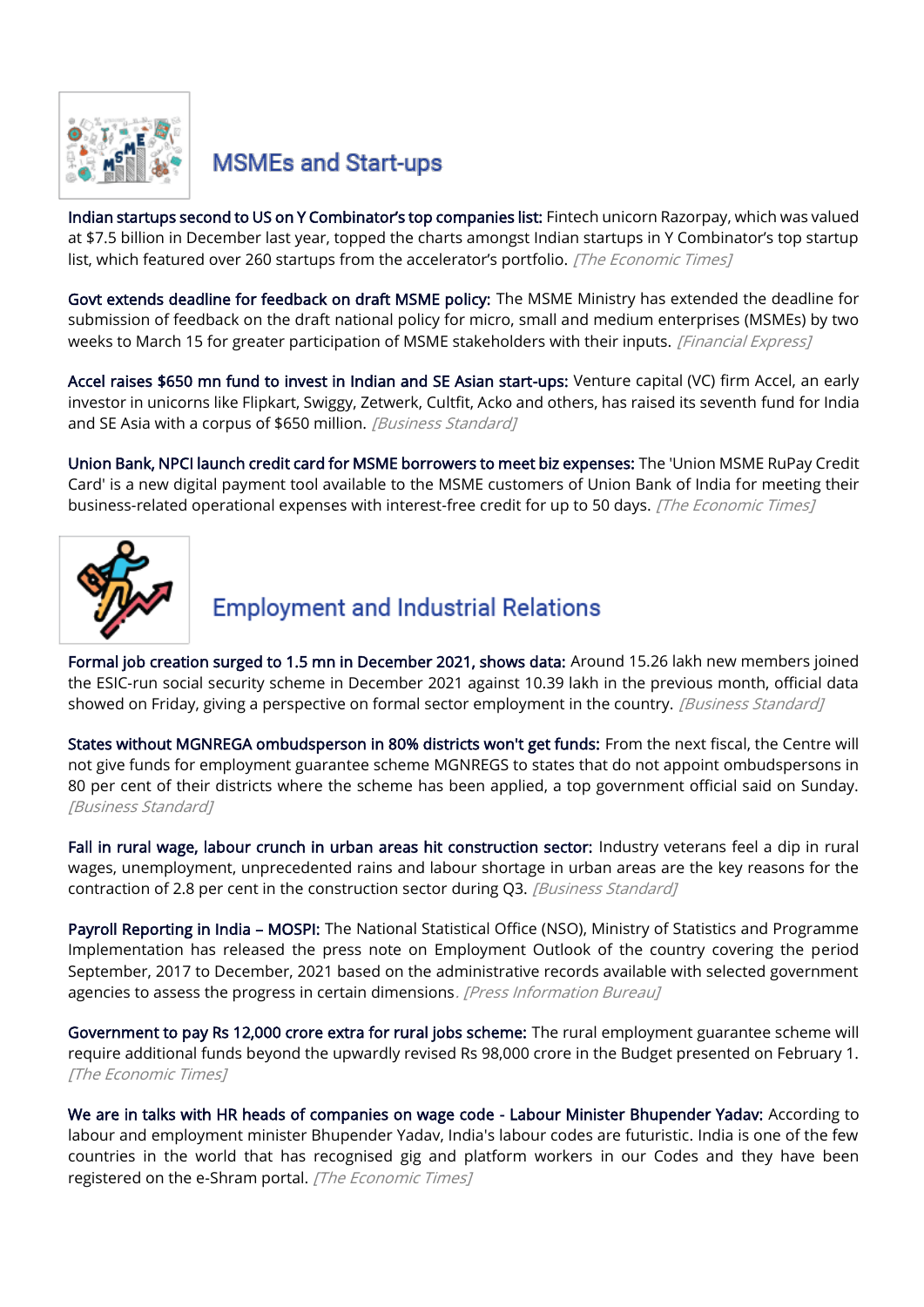## MSMEs and Start-ups

**Indian startups second to US on Y Combinator's top companies list:** Fintech unicorn Razorpay, which was valued at $7.5 billion in December last year, topped the charts amongst Indian startups in Y Combinator's top startup list, which featured over 260 startups from the accelerator's portfolio. *[The Economic Times]*

**Govt extends deadline for feedback on draft MSME policy:** The MSME Ministry has extended the deadline for submission of feedback on the draft national policy for micro, small and medium enterprises (MSMEs) by two weeks to March 15 for greater participation of MSME stakeholders with their inputs. *[Financial Express]*

**Accel raises $650 mn fund to invest in Indian and SE Asian start-ups:** Venture capital (VC) firm Accel, an early investor in unicorns like Flipkart, Swiggy, Zetwerk, Cultfit, Acko and others, has raised its seventh fund for India and SE Asia with a corpus of $650 million. *[Business Standard]*

**Union Bank, NPCI launch credit card for MSME borrowers to meet biz expenses:** The 'Union MSME RuPay Credit Card' is a new digital payment tool available to the MSME customers of Union Bank of India for meeting their business-related operational expenses with interest-free credit for up to 50 days. *[The Economic Times]*

## Employment and Industrial Relations

**Formal job creation surged to 1.5 mn in December 2021, shows data:** Around 15.26 lakh new members joined the ESIC-run social security scheme in December 2021 against 10.39 lakh in the previous month, official data showed on Friday, giving a perspective on formal sector employment in the country. *[Business Standard]*

**States without MGNREGA ombudsperson in 80% districts won't get funds:** From the next fiscal, the Centre will not give funds for employment guarantee scheme MGNREGS to states that do not appoint ombudspersons in 80 per cent of their districts where the scheme has been applied, a top government official said on Sunday. *[Business Standard]*

**Fall in rural wage, labour crunch in urban areas hit construction sector:** Industry veterans feel a dip in rural wages, unemployment, unprecedented rains and labour shortage in urban areas are the key reasons for the contraction of 2.8 per cent in the construction sector during Q3. *[Business Standard]*

**Payroll Reporting in India – MOSPI:** The National Statistical Office (NSO), Ministry of Statistics and Programme Implementation has released the press note on Employment Outlook of the country covering the period September, 2017 to December, 2021 based on the administrative records available with selected government agencies to assess the progress in certain dimensions. *[Press Information Bureau]*

**Government to pay Rs 12,000 crore extra for rural jobs scheme:** The rural employment guarantee scheme will require additional funds beyond the upwardly revised Rs 98,000 crore in the Budget presented on February 1. *[The Economic Times]*

**We are in talks with HR heads of companies on wage code - Labour Minister Bhupender Yadav:** According to labour and employment minister Bhupender Yadav, India's labour codes are futuristic. India is one of the few countries in the world that has recognised gig and platform workers in our Codes and they have been registered on the e-Shram portal. *[The Economic Times]*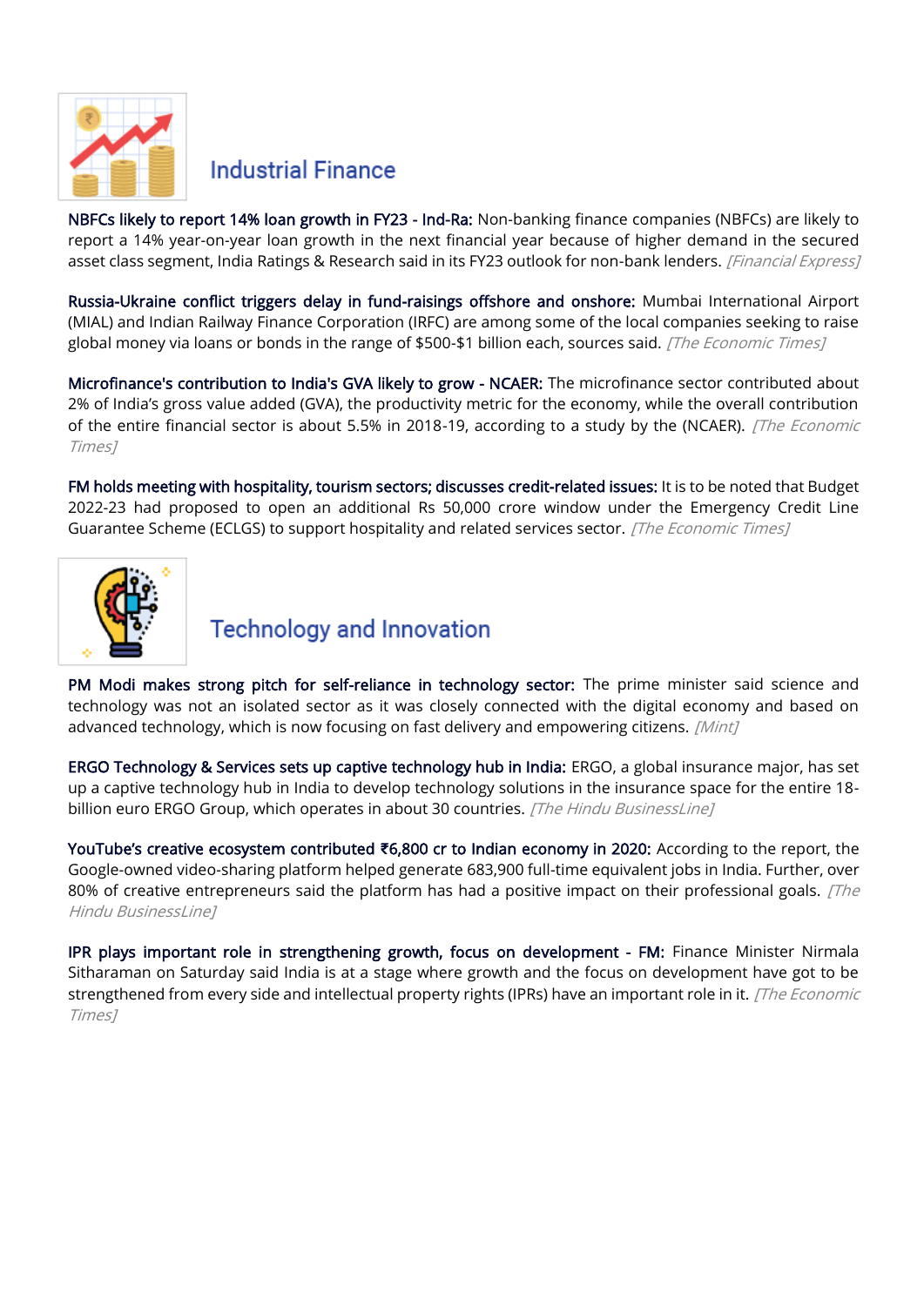## Industrial Finance

**NBFCs likely to report 14% loan growth in FY23 - Ind-Ra:** Non-banking finance companies (NBFCs) are likely to report a 14% year-on-year loan growth in the next financial year because of higher demand in the secured asset class segment, India Ratings & Research said in its FY23 outlook for non-bank lenders. *[Financial Express]*

**Russia-Ukraine conflict triggers delay in fund-raisings offshore and onshore:** Mumbai International Airport (MIAL) and Indian Railway Finance Corporation (IRFC) are among some of the local companies seeking to raise global money via loans or bonds in the range of $500-$1 billion each, sources said. *[The Economic Times]*

**Microfinance's contribution to India's GVA likely to grow - NCAER:** The microfinance sector contributed about 2% of India's gross value added (GVA), the productivity metric for the economy, while the overall contribution of the entire financial sector is about 5.5% in 2018-19, according to a study by the (NCAER). *[The Economic Times]*

**FM holds meeting with hospitality, tourism sectors; discusses credit-related issues:** It is to be noted that Budget 2022-23 had proposed to open an additional Rs 50,000 crore window under the Emergency Credit Line Guarantee Scheme (ECLGS) to support hospitality and related services sector. *[The Economic Times]*

## Technology and Innovation

**PM Modi makes strong pitch for self-reliance in technology sector:** The prime minister said science and technology was not an isolated sector as it was closely connected with the digital economy and based on advanced technology, which is now focusing on fast delivery and empowering citizens. *[Mint]*

**ERGO Technology & Services sets up captive technology hub in India:** ERGO, a global insurance major, has set up a captive technology hub in India to develop technology solutions in the insurance space for the entire 18-billion euro ERGO Group, which operates in about 30 countries. *[The Hindu BusinessLine]*

**YouTube's creative ecosystem contributed ₹6,800 cr to Indian economy in 2020:** According to the report, the Google-owned video-sharing platform helped generate 683,900 full-time equivalent jobs in India. Further, over 80% of creative entrepreneurs said the platform has had a positive impact on their professional goals. *[The Hindu BusinessLine]*

**IPR plays important role in strengthening growth, focus on development - FM:** Finance Minister Nirmala Sitharaman on Saturday said India is at a stage where growth and the focus on development have got to be strengthened from every side and intellectual property rights (IPRs) have an important role in it. *[The Economic Times]*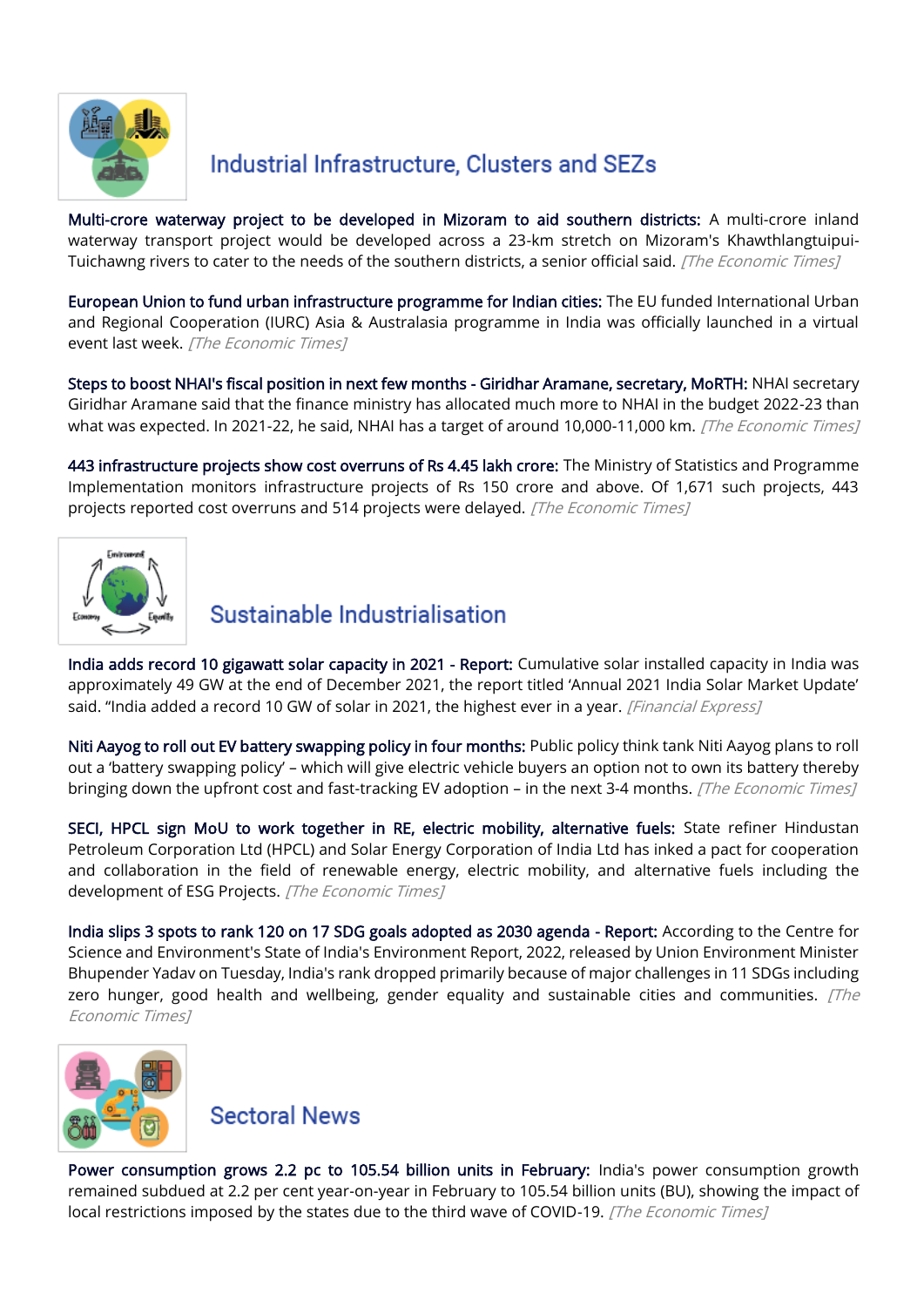## Industrial Infrastructure, Clusters and SEZs

**Multi-crore waterway project to be developed in Mizoram to aid southern districts:** A multi-crore inland waterway transport project would be developed across a 23-km stretch on Mizoram's Khawthlangtuipui-Tuichawng rivers to cater to the needs of the southern districts, a senior official said. *[The Economic Times]*

**European Union to fund urban infrastructure programme for Indian cities:** The EU funded International Urban and Regional Cooperation (IURC) Asia & Australasia programme in India was officially launched in a virtual event last week. *[The Economic Times]*

**Steps to boost NHAI's fiscal position in next few months - Giridhar Aramane, secretary, MoRTH:** NHAI secretary Giridhar Aramane said that the finance ministry has allocated much more to NHAI in the budget 2022-23 than what was expected. In 2021-22, he said, NHAI has a target of around 10,000-11,000 km. *[The Economic Times]*

**443 infrastructure projects show cost overruns of Rs 4.45 lakh crore:** The Ministry of Statistics and Programme Implementation monitors infrastructure projects of Rs 150 crore and above. Of 1,671 such projects, 443 projects reported cost overruns and 514 projects were delayed. *[The Economic Times]*

## Sustainable Industrialisation

**India adds record 10 gigawatt solar capacity in 2021 - Report:** Cumulative solar installed capacity in India was approximately 49 GW at the end of December 2021, the report titled 'Annual 2021 India Solar Market Update' said. "India added a record 10 GW of solar in 2021, the highest ever in a year. *[Financial Express]*

**Niti Aayog to roll out EV battery swapping policy in four months:** Public policy think tank Niti Aayog plans to roll out a 'battery swapping policy' – which will give electric vehicle buyers an option not to own its battery thereby bringing down the upfront cost and fast-tracking EV adoption – in the next 3-4 months. *[The Economic Times]*

**SECI, HPCL sign MoU to work together in RE, electric mobility, alternative fuels:** State refiner Hindustan Petroleum Corporation Ltd (HPCL) and Solar Energy Corporation of India Ltd has inked a pact for cooperation and collaboration in the field of renewable energy, electric mobility, and alternative fuels including the development of ESG Projects. *[The Economic Times]*

**India slips 3 spots to rank 120 on 17 SDG goals adopted as 2030 agenda - Report:** According to the Centre for Science and Environment's State of India's Environment Report, 2022, released by Union Environment Minister Bhupender Yadav on Tuesday, India's rank dropped primarily because of major challenges in 11 SDGs including zero hunger, good health and wellbeing, gender equality and sustainable cities and communities. *[The Economic Times]*

## Sectoral News

**Power consumption grows 2.2 pc to 105.54 billion units in February:** India's power consumption growth remained subdued at 2.2 per cent year-on-year in February to 105.54 billion units (BU), showing the impact of local restrictions imposed by the states due to the third wave of COVID-19. *[The Economic Times]*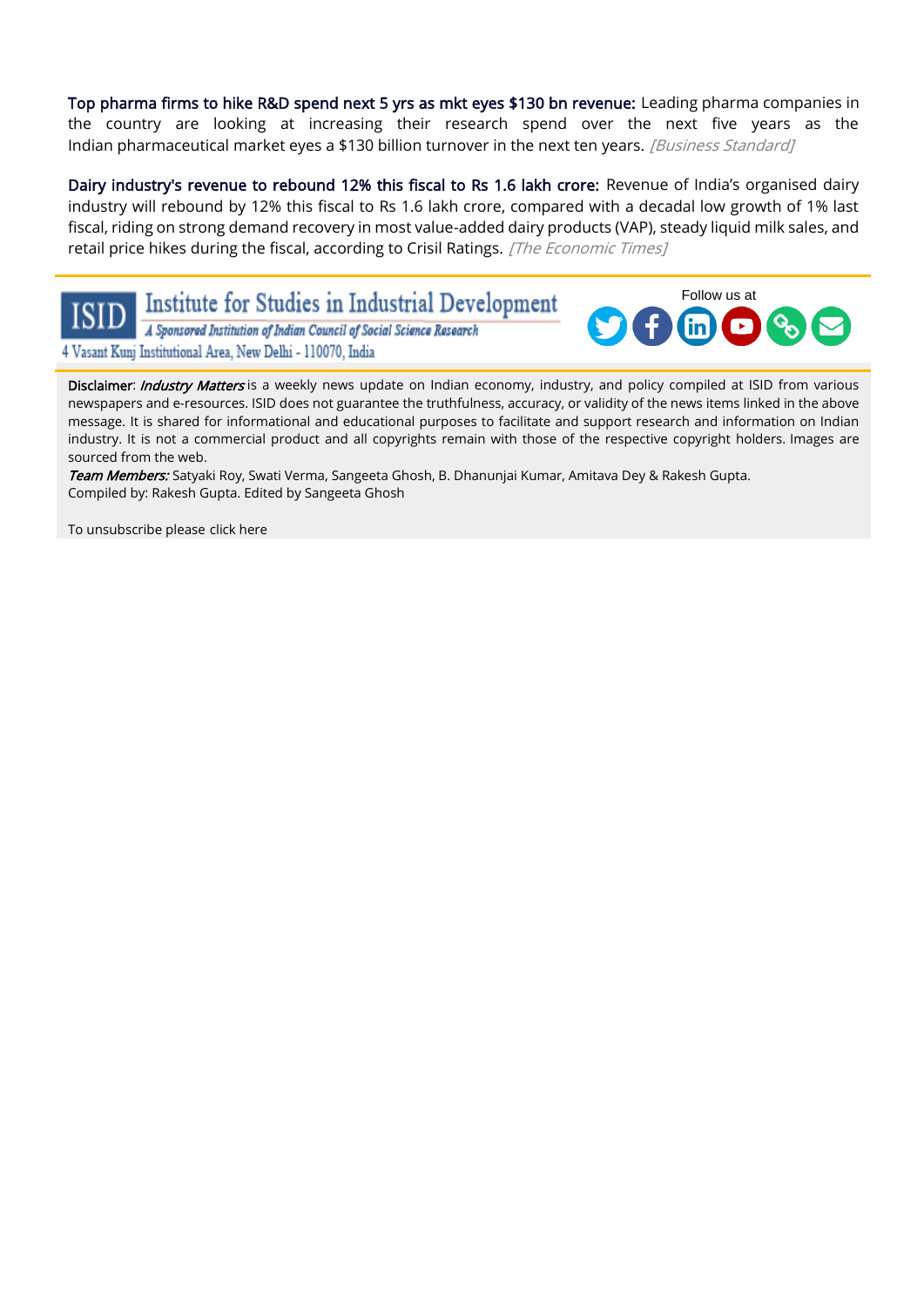**Top pharma firms to hike R&D spend next 5 yrs as mkt eyes $130 bn revenue:** Leading pharma companies in the country are looking at increasing their research spend over the next five years as the Indian pharmaceutical market eyes a $130 billion turnover in the next ten years. *[Business Standard]*

**Dairy industry's revenue to rebound 12% this fiscal to Rs 1.6 lakh crore:** Revenue of India's organised dairy industry will rebound by 12% this fiscal to Rs 1.6 lakh crore, compared with a decadal low growth of 1% last fiscal, riding on strong demand recovery in most value-added dairy products (VAP), steady liquid milk sales, and retail price hikes during the fiscal, according to Crisil Ratings. *[The Economic Times]*

---

ISID Institute for Studies in Industrial Development

*A Sponsored Institution of Indian Council of Social Science Research*

4 Vasant Kunj Institutional Area, New Delhi - 110070, India

Follow us at

---

**Disclaimer**: ***Industry Matters*** is a weekly news update on Indian economy, industry, and policy compiled at ISID from various newspapers and e-resources. ISID does not guarantee the truthfulness, accuracy, or validity of the news items linked in the above message. It is shared for informational and educational purposes to facilitate and support research and information on Indian industry. It is not a commercial product and all copyrights remain with those of the respective copyright holders. Images are sourced from the web.

***Team Members:*** Satyaki Roy, Swati Verma, Sangeeta Ghosh, B. Dhanunjai Kumar, Amitava Dey & Rakesh Gupta.
Compiled by: Rakesh Gupta. Edited by Sangeeta Ghosh

To unsubscribe please click here